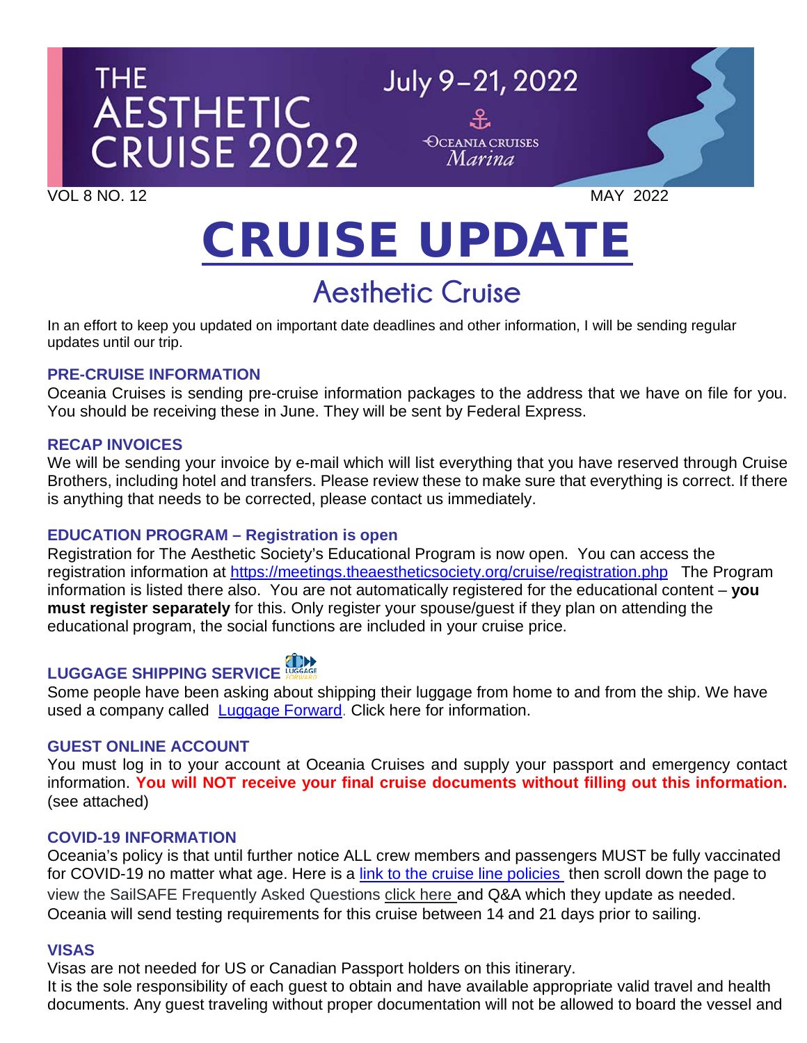# THE AESTHETIC CRUISE 2022

July 9–21, 2022

OCEANIA CRUISES *Marina*

VOL 8 NO. 12 MAY 2022

# CRUISE UPDATE

## Aesthetic Cruise

In an effort to keep you updated on important date deadlines and other information, I will be sending regular updates until our trip.

### PRE-CRUISE INFORMATION

Oceania Cruises is sending pre-cruise information packages to the address that we have on file for you. You should be receiving these in June. They will be sent by Federal Express.

### RECAP INVOICES

We will be sending your invoice by e-mail which will list everything that you have reserved through Cruise Brothers, including hotel and transfers. Please review these to make sure that everything is correct. If there is anything that needs to be corrected, please contact us immediately.

### EDUCATION PROGRAM – Registration is open

Registration for The Aesthetic Society's Educational Program is now open. You can access the registration information at https://meetings.theaestheticsociety.org/cruise/registration.php The Program information is listed there also. You are not automatically registered for the educational content – **you must register separately** for this. Only register your spouse/guest if they plan on attending the educational program, the social functions are included in your cruise price.

### LUGGAGE SHIPPING SERVICE

Some people have been asking about shipping their luggage from home to and from the ship. We have used a company called Luggage Forward. Click here for information.

### GUEST ONLINE ACCOUNT

You must log in to your account at Oceania Cruises and supply your passport and emergency contact information. **You will NOT receive your final cruise documents without filling out this information.** (see attached)

### COVID-19 INFORMATION

Oceania's policy is that until further notice ALL crew members and passengers MUST be fully vaccinated for COVID-19 no matter what age. Here is a link to the cruise line policies then scroll down the page to view the SailSAFE Frequently Asked Questions click here and Q&A which they update as needed. Oceania will send testing requirements for this cruise between 14 and 21 days prior to sailing.

### VISAS

Visas are not needed for US or Canadian Passport holders on this itinerary.

It is the sole responsibility of each guest to obtain and have available appropriate valid travel and health documents. Any guest traveling without proper documentation will not be allowed to board the vessel and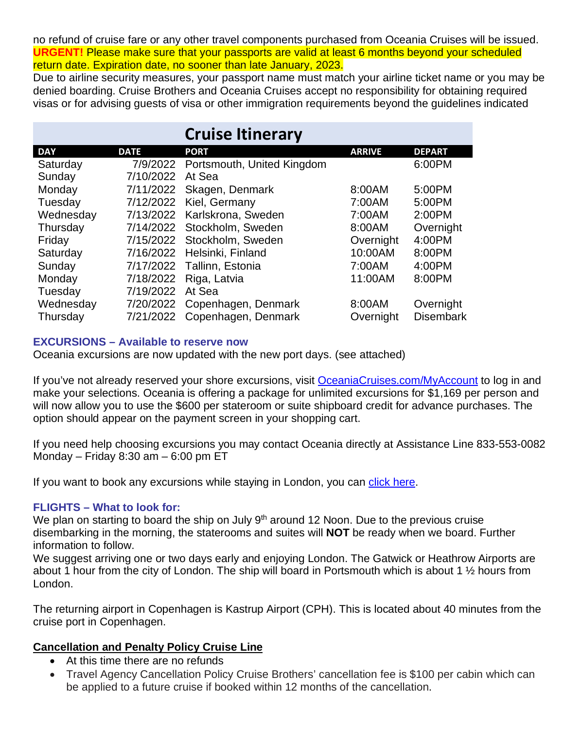no refund of cruise fare or any other travel components purchased from Oceania Cruises will be issued.
**URGENT!** Please make sure that your passports are valid at least 6 months beyond your scheduled return date. Expiration date, no sooner than late January, 2023.
Due to airline security measures, your passport name must match your airline ticket name or you may be denied boarding. Cruise Brothers and Oceania Cruises accept no responsibility for obtaining required visas or for advising guests of visa or other immigration requirements beyond the guidelines indicated

## Cruise Itinerary

| DAY | DATE | PORT | ARRIVE | DEPART |
|---|---|---|---|---|
| Saturday | 7/9/2022 | Portsmouth, United Kingdom | | 6:00PM |
| Sunday | 7/10/2022 | At Sea | | |
| Monday | 7/11/2022 | Skagen, Denmark | 8:00AM | 5:00PM |
| Tuesday | 7/12/2022 | Kiel, Germany | 7:00AM | 5:00PM |
| Wednesday | 7/13/2022 | Karlskrona, Sweden | 7:00AM | 2:00PM |
| Thursday | 7/14/2022 | Stockholm, Sweden | 8:00AM | Overnight |
| Friday | 7/15/2022 | Stockholm, Sweden | Overnight | 4:00PM |
| Saturday | 7/16/2022 | Helsinki, Finland | 10:00AM | 8:00PM |
| Sunday | 7/17/2022 | Tallinn, Estonia | 7:00AM | 4:00PM |
| Monday | 7/18/2022 | Riga, Latvia | 11:00AM | 8:00PM |
| Tuesday | 7/19/2022 | At Sea | | |
| Wednesday | 7/20/2022 | Copenhagen, Denmark | 8:00AM | Overnight |
| Thursday | 7/21/2022 | Copenhagen, Denmark | Overnight | Disembark |

### EXCURSIONS – Available to reserve now

Oceania excursions are now updated with the new port days. (see attached)

If you've not already reserved your shore excursions, visit [OceaniaCruises.com/MyAccount](OceaniaCruises.com/MyAccount) to log in and make your selections. Oceania is offering a package for unlimited excursions for $1,169 per person and will now allow you to use the $600 per stateroom or suite shipboard credit for advance purchases. The option should appear on the payment screen in your shopping cart.

If you need help choosing excursions you may contact Oceania directly at Assistance Line 833-553-0082 Monday – Friday 8:30 am – 6:00 pm ET

If you want to book any excursions while staying in London, you can click here.

### FLIGHTS – What to look for:

We plan on starting to board the ship on July 9th around 12 Noon. Due to the previous cruise disembarking in the morning, the staterooms and suites will **NOT** be ready when we board. Further information to follow.
We suggest arriving one or two days early and enjoying London. The Gatwick or Heathrow Airports are about 1 hour from the city of London. The ship will board in Portsmouth which is about 1 ½ hours from London.

The returning airport in Copenhagen is Kastrup Airport (CPH). This is located about 40 minutes from the cruise port in Copenhagen.

### Cancellation and Penalty Policy Cruise Line

- At this time there are no refunds
- Travel Agency Cancellation Policy Cruise Brothers' cancellation fee is $100 per cabin which can be applied to a future cruise if booked within 12 months of the cancellation.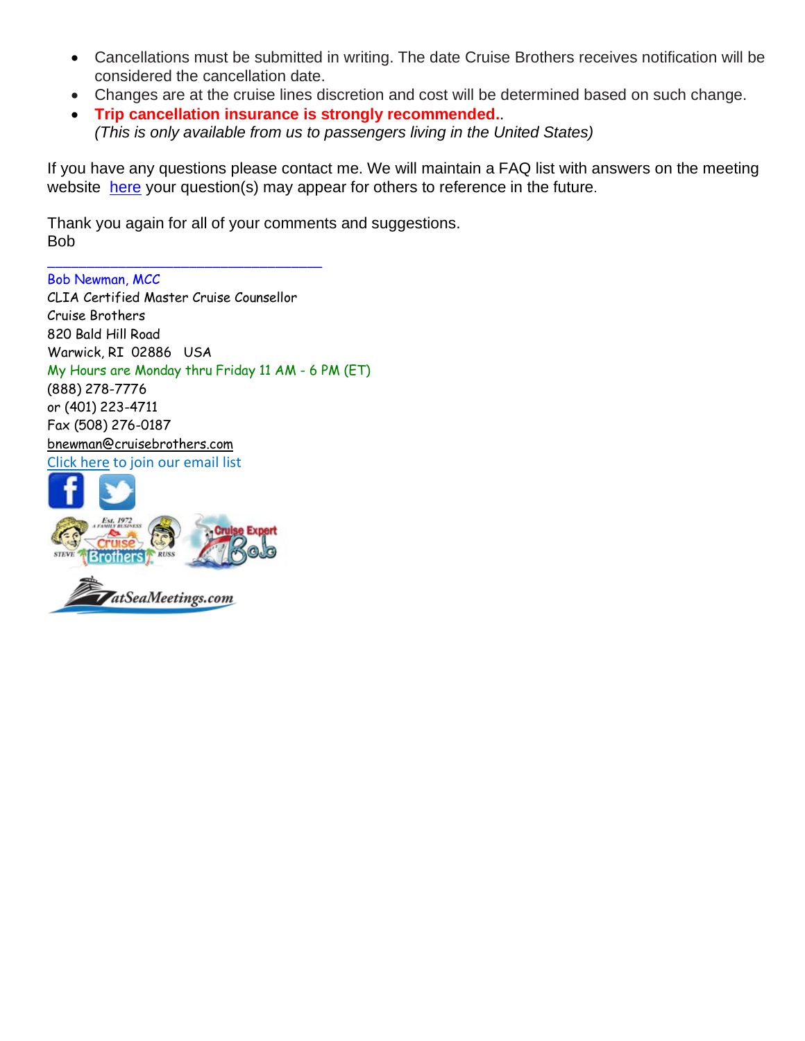- Cancellations must be submitted in writing. The date Cruise Brothers receives notification will be considered the cancellation date.
- Changes are at the cruise lines discretion and cost will be determined based on such change.
- **Trip cancellation insurance is strongly recommended.**.
  *(This is only available from us to passengers living in the United States)*

If you have any questions please contact me. We will maintain a FAQ list with answers on the meeting website here your question(s) may appear for others to reference in the future.

Thank you again for all of your comments and suggestions.
Bob

___________________________________

Bob Newman, MCC
CLIA Certified Master Cruise Counsellor
Cruise Brothers
820 Bald Hill Road
Warwick, RI 02886 USA
My Hours are Monday thru Friday 11 AM - 6 PM (ET)
(888) 278-7776
or (401) 223-4711
Fax (508) 276-0187
bnewman@cruisebrothers.com
Click here to join our email list